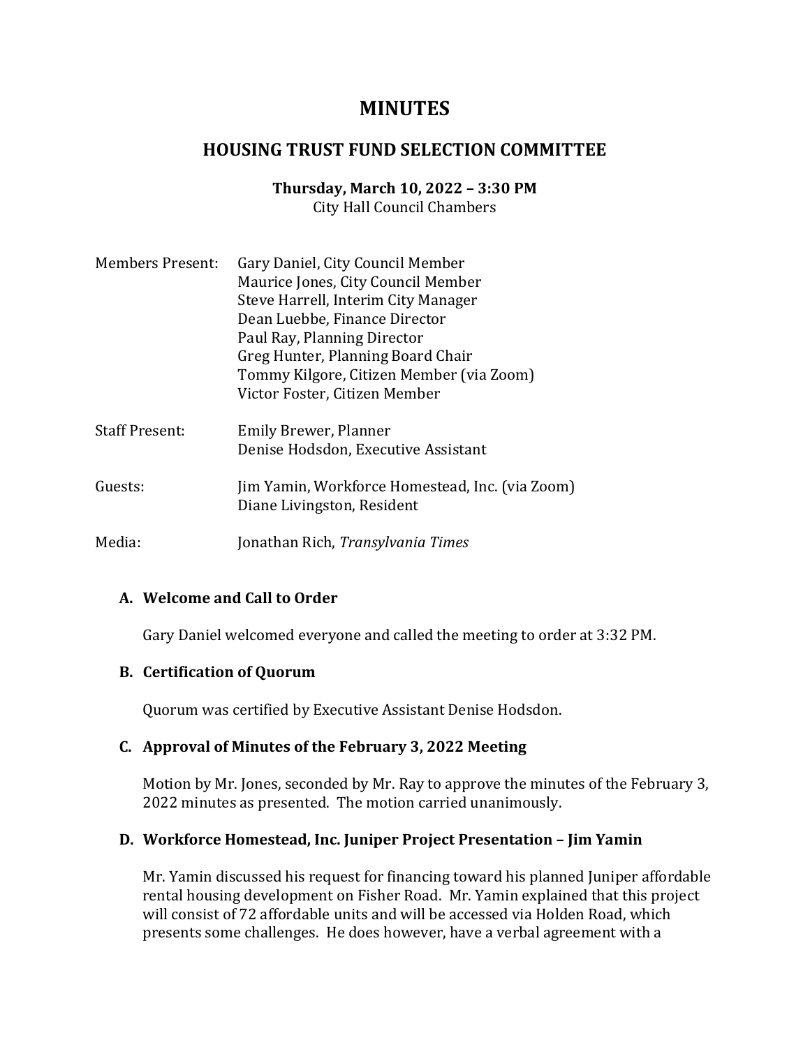# MINUTES

## HOUSING TRUST FUND SELECTION COMMITTEE

**Thursday, March 10, 2022 – 3:30 PM**
City Hall Council Chambers

| | |
|---|---|
| Members Present: | Gary Daniel, City Council Member<br>Maurice Jones, City Council Member<br>Steve Harrell, Interim City Manager<br>Dean Luebbe, Finance Director<br>Paul Ray, Planning Director<br>Greg Hunter, Planning Board Chair<br>Tommy Kilgore, Citizen Member (via Zoom)<br>Victor Foster, Citizen Member |
| Staff Present: | Emily Brewer, Planner<br>Denise Hodsdon, Executive Assistant |
| Guests: | Jim Yamin, Workforce Homestead, Inc. (via Zoom)<br>Diane Livingston, Resident |
| Media: | Jonathan Rich, *Transylvania Times* |

### A. Welcome and Call to Order

Gary Daniel welcomed everyone and called the meeting to order at 3:32 PM.

### B. Certification of Quorum

Quorum was certified by Executive Assistant Denise Hodsdon.

### C. Approval of Minutes of the February 3, 2022 Meeting

Motion by Mr. Jones, seconded by Mr. Ray to approve the minutes of the February 3, 2022 minutes as presented. The motion carried unanimously.

### D. Workforce Homestead, Inc. Juniper Project Presentation – Jim Yamin

Mr. Yamin discussed his request for financing toward his planned Juniper affordable rental housing development on Fisher Road. Mr. Yamin explained that this project will consist of 72 affordable units and will be accessed via Holden Road, which presents some challenges. He does however, have a verbal agreement with a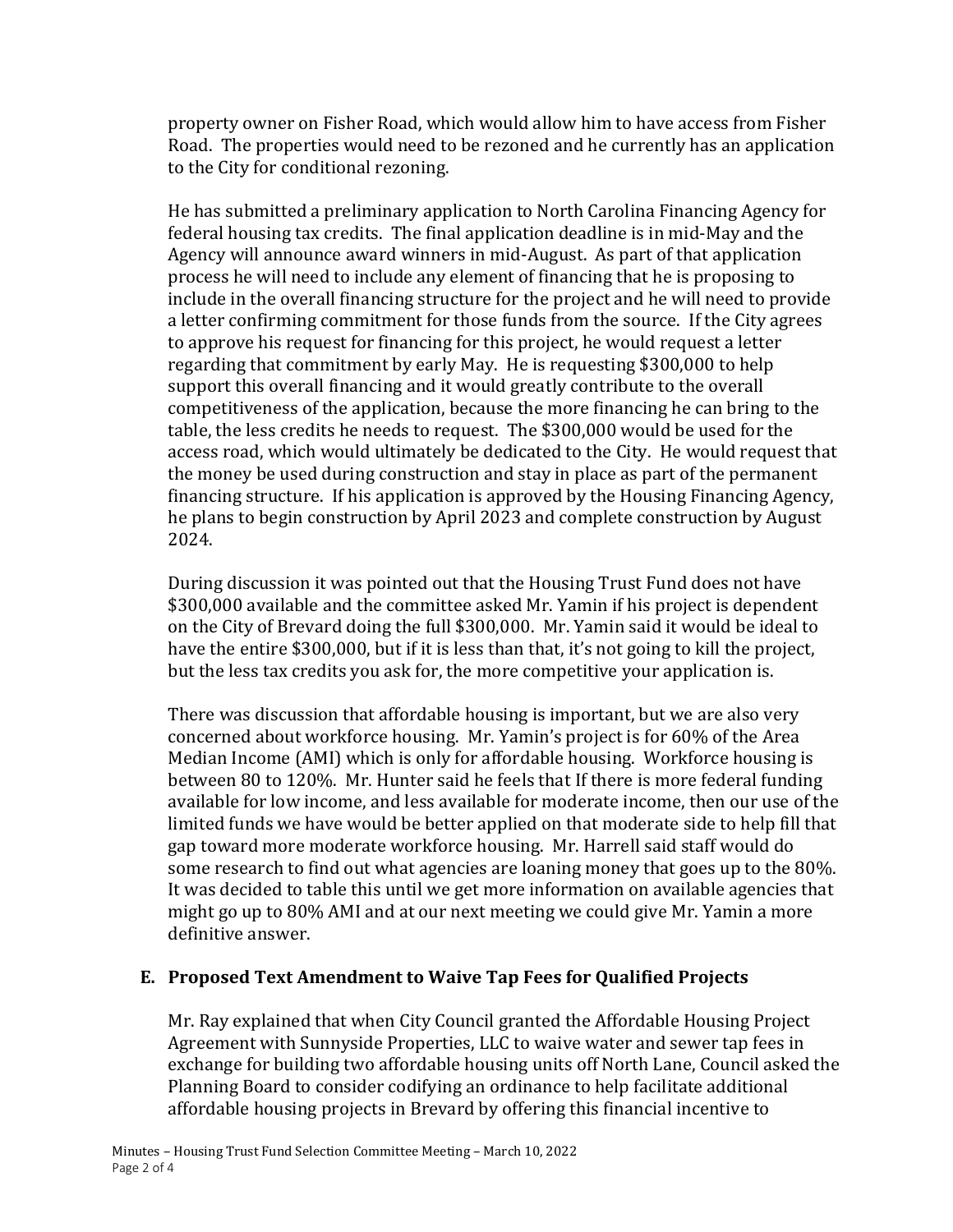property owner on Fisher Road, which would allow him to have access from Fisher Road. The properties would need to be rezoned and he currently has an application to the City for conditional rezoning.

He has submitted a preliminary application to North Carolina Financing Agency for federal housing tax credits. The final application deadline is in mid-May and the Agency will announce award winners in mid-August. As part of that application process he will need to include any element of financing that he is proposing to include in the overall financing structure for the project and he will need to provide a letter confirming commitment for those funds from the source. If the City agrees to approve his request for financing for this project, he would request a letter regarding that commitment by early May. He is requesting $300,000 to help support this overall financing and it would greatly contribute to the overall competitiveness of the application, because the more financing he can bring to the table, the less credits he needs to request. The $300,000 would be used for the access road, which would ultimately be dedicated to the City. He would request that the money be used during construction and stay in place as part of the permanent financing structure. If his application is approved by the Housing Financing Agency, he plans to begin construction by April 2023 and complete construction by August 2024.

During discussion it was pointed out that the Housing Trust Fund does not have $300,000 available and the committee asked Mr. Yamin if his project is dependent on the City of Brevard doing the full $300,000. Mr. Yamin said it would be ideal to have the entire $300,000, but if it is less than that, it's not going to kill the project, but the less tax credits you ask for, the more competitive your application is.

There was discussion that affordable housing is important, but we are also very concerned about workforce housing. Mr. Yamin's project is for 60% of the Area Median Income (AMI) which is only for affordable housing. Workforce housing is between 80 to 120%. Mr. Hunter said he feels that If there is more federal funding available for low income, and less available for moderate income, then our use of the limited funds we have would be better applied on that moderate side to help fill that gap toward more moderate workforce housing. Mr. Harrell said staff would do some research to find out what agencies are loaning money that goes up to the 80%. It was decided to table this until we get more information on available agencies that might go up to 80% AMI and at our next meeting we could give Mr. Yamin a more definitive answer.

## E. Proposed Text Amendment to Waive Tap Fees for Qualified Projects

Mr. Ray explained that when City Council granted the Affordable Housing Project Agreement with Sunnyside Properties, LLC to waive water and sewer tap fees in exchange for building two affordable housing units off North Lane, Council asked the Planning Board to consider codifying an ordinance to help facilitate additional affordable housing projects in Brevard by offering this financial incentive to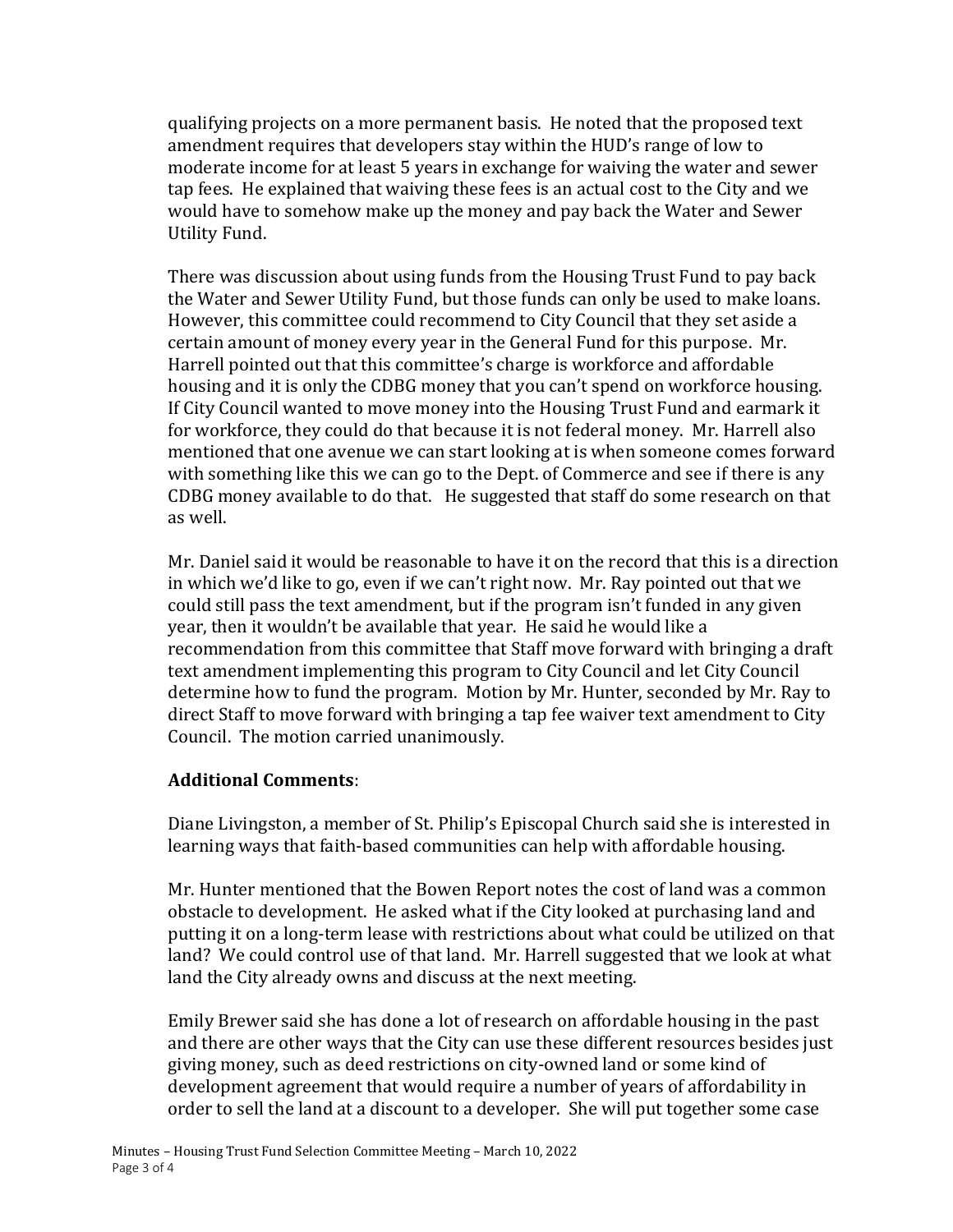qualifying projects on a more permanent basis. He noted that the proposed text amendment requires that developers stay within the HUD's range of low to moderate income for at least 5 years in exchange for waiving the water and sewer tap fees. He explained that waiving these fees is an actual cost to the City and we would have to somehow make up the money and pay back the Water and Sewer Utility Fund.

There was discussion about using funds from the Housing Trust Fund to pay back the Water and Sewer Utility Fund, but those funds can only be used to make loans. However, this committee could recommend to City Council that they set aside a certain amount of money every year in the General Fund for this purpose. Mr. Harrell pointed out that this committee's charge is workforce and affordable housing and it is only the CDBG money that you can't spend on workforce housing. If City Council wanted to move money into the Housing Trust Fund and earmark it for workforce, they could do that because it is not federal money. Mr. Harrell also mentioned that one avenue we can start looking at is when someone comes forward with something like this we can go to the Dept. of Commerce and see if there is any CDBG money available to do that. He suggested that staff do some research on that as well.

Mr. Daniel said it would be reasonable to have it on the record that this is a direction in which we'd like to go, even if we can't right now. Mr. Ray pointed out that we could still pass the text amendment, but if the program isn't funded in any given year, then it wouldn't be available that year. He said he would like a recommendation from this committee that Staff move forward with bringing a draft text amendment implementing this program to City Council and let City Council determine how to fund the program. Motion by Mr. Hunter, seconded by Mr. Ray to direct Staff to move forward with bringing a tap fee waiver text amendment to City Council. The motion carried unanimously.

**Additional Comments**:

Diane Livingston, a member of St. Philip's Episcopal Church said she is interested in learning ways that faith-based communities can help with affordable housing.

Mr. Hunter mentioned that the Bowen Report notes the cost of land was a common obstacle to development. He asked what if the City looked at purchasing land and putting it on a long-term lease with restrictions about what could be utilized on that land? We could control use of that land. Mr. Harrell suggested that we look at what land the City already owns and discuss at the next meeting.

Emily Brewer said she has done a lot of research on affordable housing in the past and there are other ways that the City can use these different resources besides just giving money, such as deed restrictions on city-owned land or some kind of development agreement that would require a number of years of affordability in order to sell the land at a discount to a developer. She will put together some case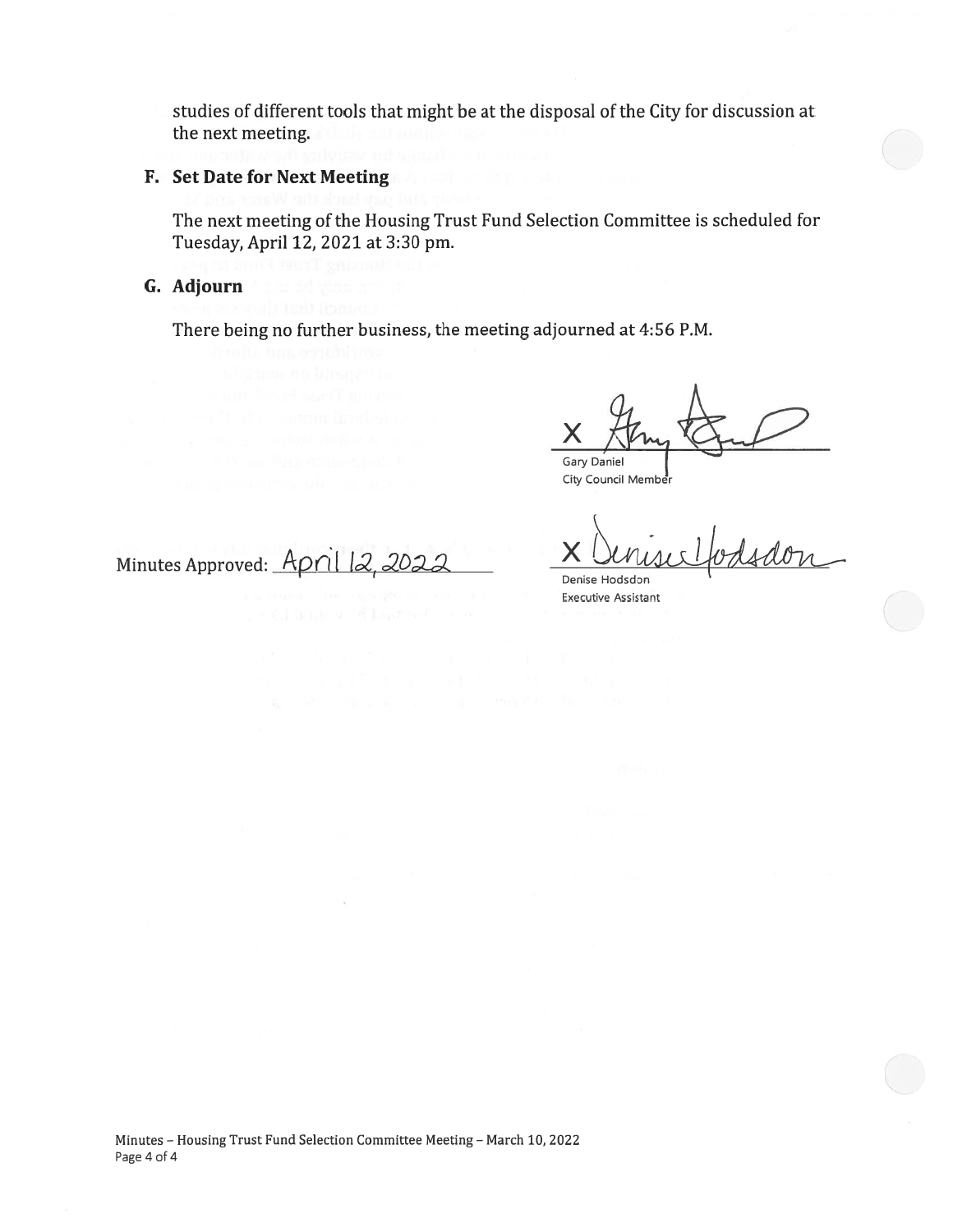studies of different tools that might be at the disposal of the City for discussion at the next meeting.

**F. Set Date for Next Meeting**

The next meeting of the Housing Trust Fund Selection Committee is scheduled for Tuesday, April 12, 2021 at 3:30 pm.

**G. Adjourn**

There being no further business, the meeting adjourned at 4:56 P.M.

X _[signature]_
Gary Daniel
City Council Member

Minutes Approved: April 12, 2022

X _[signature]_
Denise Hodsdon
Executive Assistant